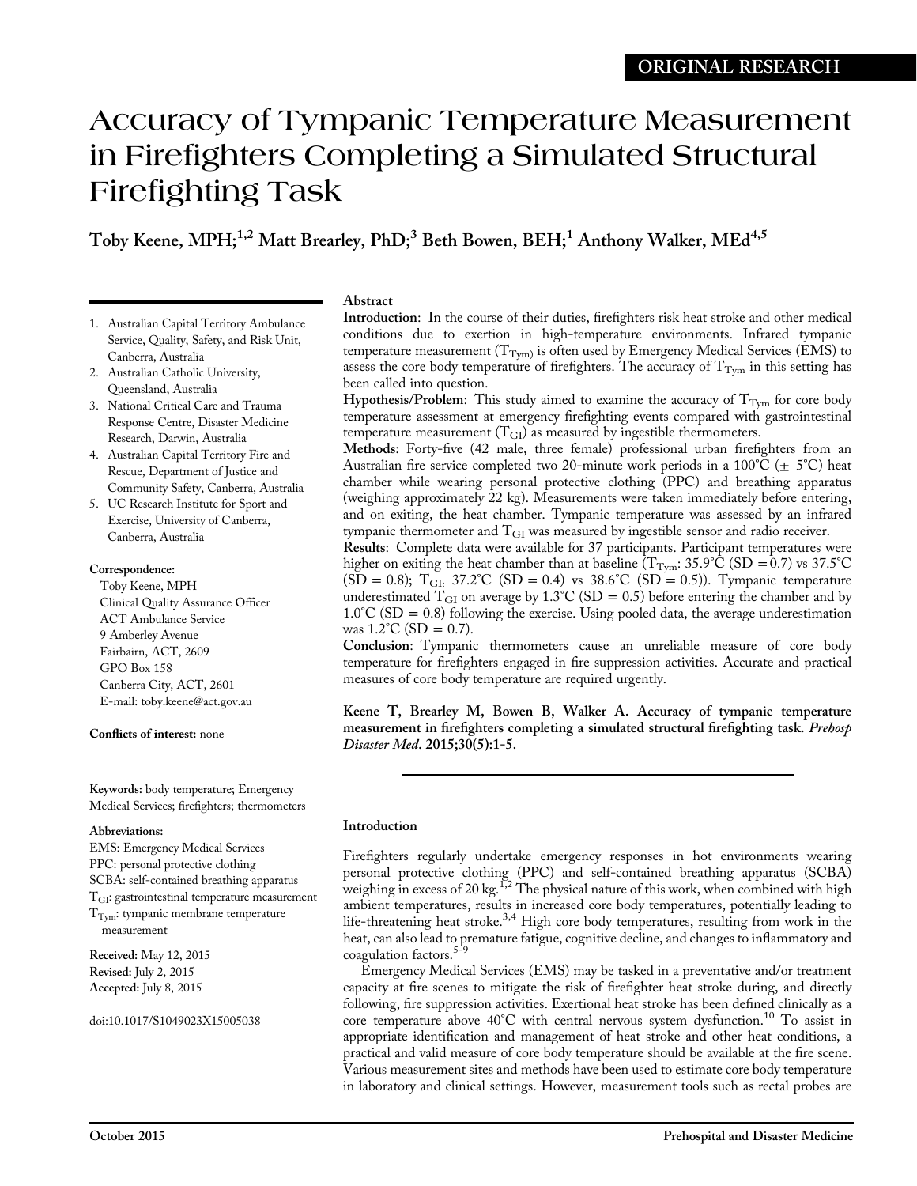ORIGINAL RESEARCH

# Accuracy of Tympanic Temperature Measurement in Firefighters Completing a Simulated Structural Firefighting Task

**Toby Keene, MPH;[1,2] Matt Brearley, PhD;[3] Beth Bowen, BEH;[1] Anthony Walker, MEd[4,5]**

1. Australian Capital Territory Ambulance Service, Quality, Safety, and Risk Unit, Canberra, Australia
2. Australian Catholic University, Queensland, Australia
3. National Critical Care and Trauma Response Centre, Disaster Medicine Research, Darwin, Australia
4. Australian Capital Territory Fire and Rescue, Department of Justice and Community Safety, Canberra, Australia
5. UC Research Institute for Sport and Exercise, University of Canberra, Canberra, Australia

**Correspondence:**
Toby Keene, MPH
Clinical Quality Assurance Officer
ACT Ambulance Service
9 Amberley Avenue
Fairbairn, ACT, 2609
GPO Box 158
Canberra City, ACT, 2601
E-mail: toby.keene@act.gov.au

**Conflicts of interest:** none

**Keywords:** body temperature; Emergency Medical Services; firefighters; thermometers

**Abbreviations:**
EMS: Emergency Medical Services
PPC: personal protective clothing
SCBA: self-contained breathing apparatus
$T_{GI}$: gastrointestinal temperature measurement
$T_{Tym}$: tympanic membrane temperature measurement

**Received:** May 12, 2015
**Revised:** July 2, 2015
**Accepted:** July 8, 2015

doi:10.1017/S1049023X15005038

## Abstract

**Introduction**: In the course of their duties, firefighters risk heat stroke and other medical conditions due to exertion in high-temperature environments. Infrared tympanic temperature measurement ($T_{Tym}$) is often used by Emergency Medical Services (EMS) to assess the core body temperature of firefighters. The accuracy of $T_{Tym}$ in this setting has been called into question.

**Hypothesis/Problem**: This study aimed to examine the accuracy of $T_{Tym}$ for core body temperature assessment at emergency firefighting events compared with gastrointestinal temperature measurement ($T_{GI}$) as measured by ingestible thermometers.

**Methods**: Forty-five (42 male, three female) professional urban firefighters from an Australian fire service completed two 20-minute work periods in a 100°C (± 5°C) heat chamber while wearing personal protective clothing (PPC) and breathing apparatus (weighing approximately 22 kg). Measurements were taken immediately before entering, and on exiting, the heat chamber. Tympanic temperature was assessed by an infrared tympanic thermometer and $T_{GI}$ was measured by ingestible sensor and radio receiver.

**Results**: Complete data were available for 37 participants. Participant temperatures were higher on exiting the heat chamber than at baseline ($T_{Tym}$: 35.9°C (SD = 0.7) vs 37.5°C (SD = 0.8); $T_{GI}$: 37.2°C (SD = 0.4) vs 38.6°C (SD = 0.5)). Tympanic temperature underestimated $T_{GI}$ on average by 1.3°C (SD = 0.5) before entering the chamber and by 1.0°C (SD = 0.8) following the exercise. Using pooled data, the average underestimation was 1.2°C (SD = 0.7).

**Conclusion**: Tympanic thermometers cause an unreliable measure of core body temperature for firefighters engaged in fire suppression activities. Accurate and practical measures of core body temperature are required urgently.

**Keene T, Brearley M, Bowen B, Walker A. Accuracy of tympanic temperature measurement in firefighters completing a simulated structural firefighting task. *Prehosp Disaster Med*. 2015;30(5):1-5.**

## Introduction

Firefighters regularly undertake emergency responses in hot environments wearing personal protective clothing (PPC) and self-contained breathing apparatus (SCBA) weighing in excess of 20 kg.[1,2] The physical nature of this work, when combined with high ambient temperatures, results in increased core body temperatures, potentially leading to life-threatening heat stroke.[3,4] High core body temperatures, resulting from work in the heat, can also lead to premature fatigue, cognitive decline, and changes to inflammatory and coagulation factors.[5-9]

Emergency Medical Services (EMS) may be tasked in a preventative and/or treatment capacity at fire scenes to mitigate the risk of firefighter heat stroke during, and directly following, fire suppression activities. Exertional heat stroke has been defined clinically as a core temperature above 40°C with central nervous system dysfunction.[10] To assist in appropriate identification and management of heat stroke and other heat conditions, a practical and valid measure of core body temperature should be available at the fire scene. Various measurement sites and methods have been used to estimate core body temperature in laboratory and clinical settings. However, measurement tools such as rectal probes are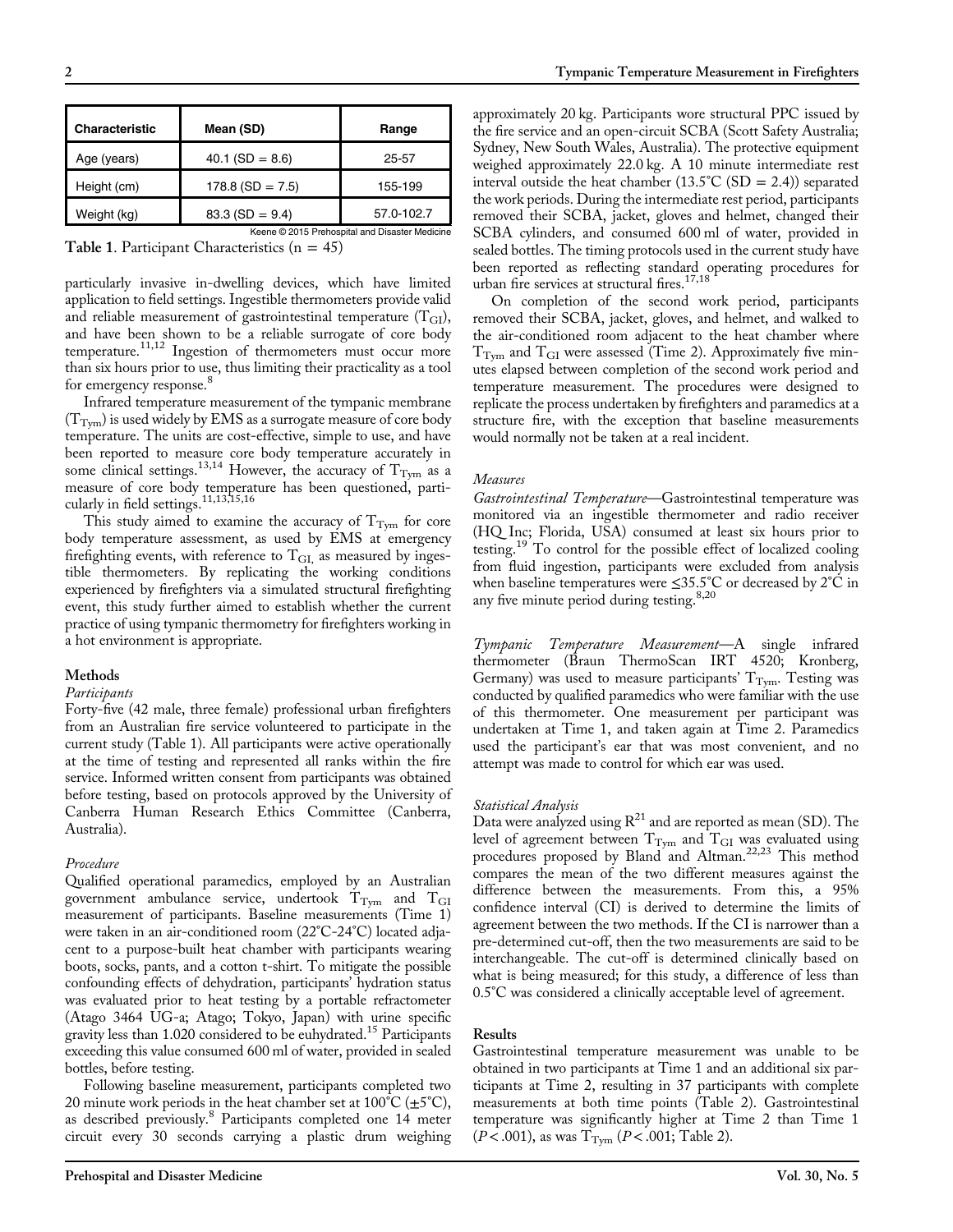| Characteristic | Mean (SD) | Range |
| --- | --- | --- |
| Age (years) | 40.1 (SD = 8.6) | 25-57 |
| Height (cm) | 178.8 (SD = 7.5) | 155-199 |
| Weight (kg) | 83.3 (SD = 9.4) | 57.0-102.7 |

Keene © 2015 Prehospital and Disaster Medicine

**Table 1**. Participant Characteristics (n = 45)

particularly invasive in-dwelling devices, which have limited application to field settings. Ingestible thermometers provide valid and reliable measurement of gastrointestinal temperature ($T_{GI}$), and have been shown to be a reliable surrogate of core body temperature.[11,12] Ingestion of thermometers must occur more than six hours prior to use, thus limiting their practicality as a tool for emergency response.[8]

Infrared temperature measurement of the tympanic membrane ($T_{Tym}$) is used widely by EMS as a surrogate measure of core body temperature. The units are cost-effective, simple to use, and have been reported to measure core body temperature accurately in some clinical settings.[13,14] However, the accuracy of $T_{Tym}$ as a measure of core body temperature has been questioned, particularly in field settings.[11,13,15,16]

This study aimed to examine the accuracy of $T_{Tym}$ for core body temperature assessment, as used by EMS at emergency firefighting events, with reference to $T_{GI,}$ as measured by ingestible thermometers. By replicating the working conditions experienced by firefighters via a simulated structural firefighting event, this study further aimed to establish whether the current practice of using tympanic thermometry for firefighters working in a hot environment is appropriate.

## Methods

### *Participants*

Forty-five (42 male, three female) professional urban firefighters from an Australian fire service volunteered to participate in the current study (Table 1). All participants were active operationally at the time of testing and represented all ranks within the fire service. Informed written consent from participants was obtained before testing, based on protocols approved by the University of Canberra Human Research Ethics Committee (Canberra, Australia).

### *Procedure*

Qualified operational paramedics, employed by an Australian government ambulance service, undertook $T_{Tym}$ and $T_{GI}$ measurement of participants. Baseline measurements (Time 1) were taken in an air-conditioned room (22°C-24°C) located adjacent to a purpose-built heat chamber with participants wearing boots, socks, pants, and a cotton t-shirt. To mitigate the possible confounding effects of dehydration, participants' hydration status was evaluated prior to heat testing by a portable refractometer (Atago 3464 UG-a; Atago; Tokyo, Japan) with urine specific gravity less than 1.020 considered to be euhydrated.[15] Participants exceeding this value consumed 600 ml of water, provided in sealed bottles, before testing.

Following baseline measurement, participants completed two 20 minute work periods in the heat chamber set at 100°C (±5°C), as described previously.[8] Participants completed one 14 meter circuit every 30 seconds carrying a plastic drum weighing approximately 20 kg. Participants wore structural PPC issued by the fire service and an open-circuit SCBA (Scott Safety Australia; Sydney, New South Wales, Australia). The protective equipment weighed approximately 22.0 kg. A 10 minute intermediate rest interval outside the heat chamber (13.5°C (SD = 2.4)) separated the work periods. During the intermediate rest period, participants removed their SCBA, jacket, gloves and helmet, changed their SCBA cylinders, and consumed 600 ml of water, provided in sealed bottles. The timing protocols used in the current study have been reported as reflecting standard operating procedures for urban fire services at structural fires.[17,18]

On completion of the second work period, participants removed their SCBA, jacket, gloves, and helmet, and walked to the air-conditioned room adjacent to the heat chamber where $T_{Tym}$ and $T_{GI}$ were assessed (Time 2). Approximately five minutes elapsed between completion of the second work period and temperature measurement. The procedures were designed to replicate the process undertaken by firefighters and paramedics at a structure fire, with the exception that baseline measurements would normally not be taken at a real incident.

### *Measures*

*Gastrointestinal Temperature*—Gastrointestinal temperature was monitored via an ingestible thermometer and radio receiver (HQ Inc; Florida, USA) consumed at least six hours prior to testing.[19] To control for the possible effect of localized cooling from fluid ingestion, participants were excluded from analysis when baseline temperatures were ≤35.5°C or decreased by 2°C in any five minute period during testing.[8,20]

*Tympanic Temperature Measurement*—A single infrared thermometer (Braun ThermoScan IRT 4520; Kronberg, Germany) was used to measure participants' $T_{Tym}$. Testing was conducted by qualified paramedics who were familiar with the use of this thermometer. One measurement per participant was undertaken at Time 1, and taken again at Time 2. Paramedics used the participant's ear that was most convenient, and no attempt was made to control for which ear was used.

### *Statistical Analysis*

Data were analyzed using R[21] and are reported as mean (SD). The level of agreement between $T_{Tym}$ and $T_{GI}$ was evaluated using procedures proposed by Bland and Altman.[22,23] This method compares the mean of the two different measures against the difference between the measurements. From this, a 95% confidence interval (CI) is derived to determine the limits of agreement between the two methods. If the CI is narrower than a pre-determined cut-off, then the two measurements are said to be interchangeable. The cut-off is determined clinically based on what is being measured; for this study, a difference of less than 0.5°C was considered a clinically acceptable level of agreement.

## Results

Gastrointestinal temperature measurement was unable to be obtained in two participants at Time 1 and an additional six participants at Time 2, resulting in 37 participants with complete measurements at both time points (Table 2). Gastrointestinal temperature was significantly higher at Time 2 than Time 1 ($P < .001$), as was $T_{Tym}$ ($P < .001$; Table 2).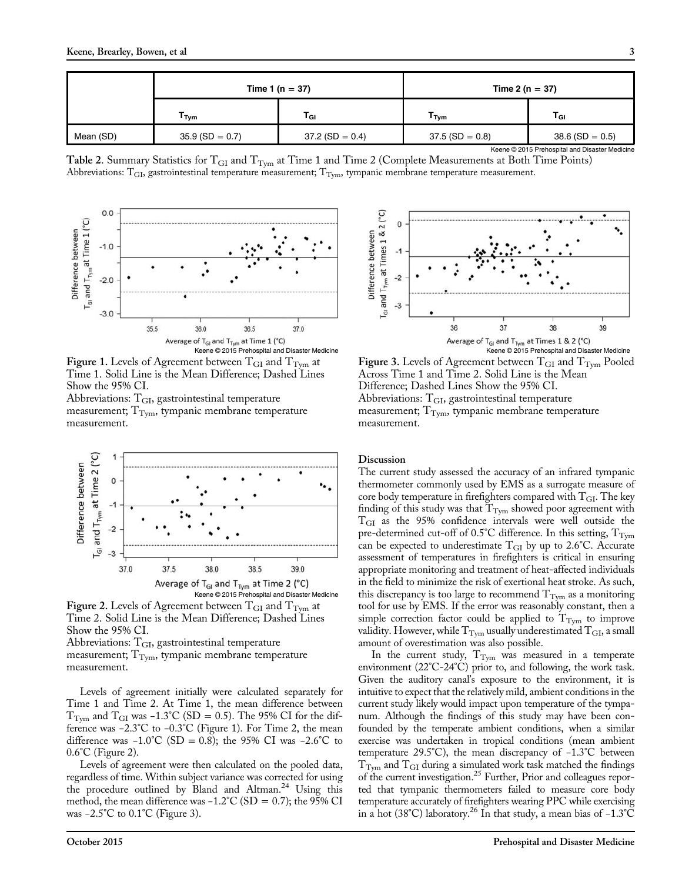| | Time 1 (n = 37) | | Time 2 (n = 37) | |
|---|---|---|---|---|
| | $T_{Tym}$ | $T_{GI}$ | $T_{Tym}$ | $T_{GI}$ |
| Mean (SD) | 35.9 (SD = 0.7) | 37.2 (SD = 0.4) | 37.5 (SD = 0.8) | 38.6 (SD = 0.5) |

Keene © 2015 Prehospital and Disaster Medicine

**Table 2**. Summary Statistics for $T_{GI}$ and $T_{Tym}$ at Time 1 and Time 2 (Complete Measurements at Both Time Points)
Abbreviations: $T_{GI}$, gastrointestinal temperature measurement; $T_{Tym}$, tympanic membrane temperature measurement.

**Figure 1.** Levels of Agreement between $T_{GI}$ and $T_{Tym}$ at Time 1. Solid Line is the Mean Difference; Dashed Lines Show the 95% CI.
Abbreviations: $T_{GI}$, gastrointestinal temperature measurement; $T_{Tym}$, tympanic membrane temperature measurement.

**Figure 2.** Levels of Agreement between $T_{GI}$ and $T_{Tym}$ at Time 2. Solid Line is the Mean Difference; Dashed Lines Show the 95% CI.
Abbreviations: $T_{GI}$, gastrointestinal temperature measurement; $T_{Tym}$, tympanic membrane temperature measurement.

Levels of agreement initially were calculated separately for Time 1 and Time 2. At Time 1, the mean difference between $T_{Tym}$ and $T_{GI}$ was -1.3°C (SD = 0.5). The 95% CI for the difference was -2.3°C to -0.3°C (Figure 1). For Time 2, the mean difference was -1.0°C (SD = 0.8); the 95% CI was -2.6°C to 0.6°C (Figure 2).

Levels of agreement were then calculated on the pooled data, regardless of time. Within subject variance was corrected for using the procedure outlined by Bland and Altman.[24] Using this method, the mean difference was -1.2°C (SD = 0.7); the 95% CI was -2.5°C to 0.1°C (Figure 3).

**Figure 3.** Levels of Agreement between $T_{GI}$ and $T_{Tym}$ Pooled Across Time 1 and Time 2. Solid Line is the Mean Difference; Dashed Lines Show the 95% CI.
Abbreviations: $T_{GI}$, gastrointestinal temperature measurement; $T_{Tym}$, tympanic membrane temperature measurement.

## Discussion

The current study assessed the accuracy of an infrared tympanic thermometer commonly used by EMS as a surrogate measure of core body temperature in firefighters compared with $T_{GI}$. The key finding of this study was that $T_{Tym}$ showed poor agreement with $T_{GI}$ as the 95% confidence intervals were well outside the pre-determined cut-off of 0.5°C difference. In this setting, $T_{Tym}$ can be expected to underestimate $T_{GI}$ by up to 2.6°C. Accurate assessment of temperatures in firefighters is critical in ensuring appropriate monitoring and treatment of heat-affected individuals in the field to minimize the risk of exertional heat stroke. As such, this discrepancy is too large to recommend $T_{Tym}$ as a monitoring tool for use by EMS. If the error was reasonably constant, then a simple correction factor could be applied to $T_{Tym}$ to improve validity. However, while $T_{Tym}$ usually underestimated $T_{GI}$, a small amount of overestimation was also possible.

In the current study, $T_{Tym}$ was measured in a temperate environment (22°C-24°C) prior to, and following, the work task. Given the auditory canal's exposure to the environment, it is intuitive to expect that the relatively mild, ambient conditions in the current study likely would impact upon temperature of the tympanum. Although the findings of this study may have been confounded by the temperate ambient conditions, when a similar exercise was undertaken in tropical conditions (mean ambient temperature 29.5°C), the mean discrepancy of -1.3°C between $T_{Tym}$ and $T_{GI}$ during a simulated work task matched the findings of the current investigation.[25] Further, Prior and colleagues reported that tympanic thermometers failed to measure core body temperature accurately of firefighters wearing PPC while exercising in a hot (38°C) laboratory.[26] In that study, a mean bias of -1.3°C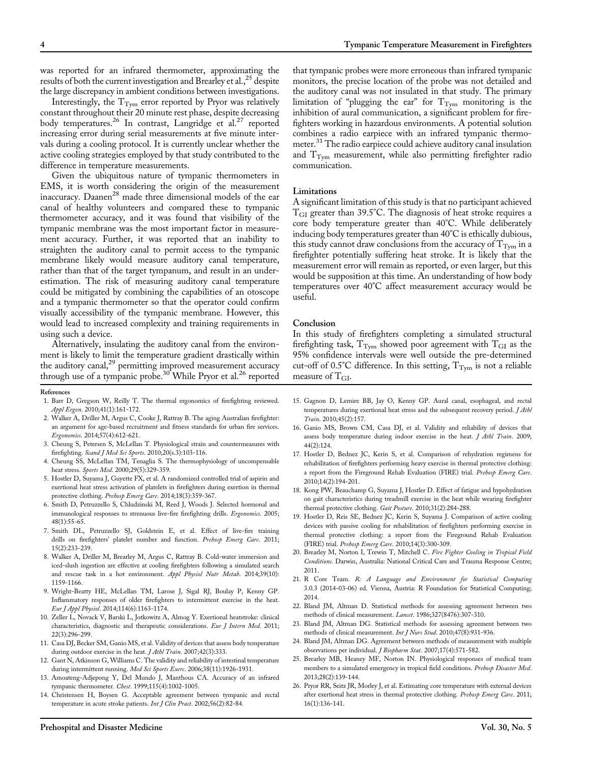was reported for an infrared thermometer, approximating the results of both the current investigation and Brearley et al.,[25] despite the large discrepancy in ambient conditions between investigations.

Interestingly, the $T_{Tym}$ error reported by Pryor was relatively constant throughout their 20 minute rest phase, despite decreasing body temperatures.[26] In contrast, Langridge et al.[27] reported increasing error during serial measurements at five minute intervals during a cooling protocol. It is currently unclear whether the active cooling strategies employed by that study contributed to the difference in temperature measurements.

Given the ubiquitous nature of tympanic thermometers in EMS, it is worth considering the origin of the measurement inaccuracy. Daanen[28] made three dimensional models of the ear canal of healthy volunteers and compared these to tympanic thermometer accuracy, and it was found that visibility of the tympanic membrane was the most important factor in measurement accuracy. Further, it was reported that an inability to straighten the auditory canal to permit access to the tympanic membrane likely would measure auditory canal temperature, rather than that of the target tympanum, and result in an underestimation. The risk of measuring auditory canal temperature could be mitigated by combining the capabilities of an otoscope and a tympanic thermometer so that the operator could confirm visually accessibility of the tympanic membrane. However, this would lead to increased complexity and training requirements in using such a device.

Alternatively, insulating the auditory canal from the environment is likely to limit the temperature gradient drastically within the auditory canal,[29] permitting improved measurement accuracy through use of a tympanic probe.[30] While Pryor et al.[26] reported that tympanic probes were more erroneous than infrared tympanic monitors, the precise location of the probe was not detailed and the auditory canal was not insulated in that study. The primary limitation of "plugging the ear" for $T_{Tym}$ monitoring is the inhibition of aural communication, a significant problem for firefighters working in hazardous environments. A potential solution combines a radio earpiece with an infrared tympanic thermometer.[31] The radio earpiece could achieve auditory canal insulation and $T_{Tym}$ measurement, while also permitting firefighter radio communication.

## Limitations

A significant limitation of this study is that no participant achieved $T_{GI}$ greater than 39.5°C. The diagnosis of heat stroke requires a core body temperature greater than 40°C. While deliberately inducing body temperatures greater than 40°C is ethically dubious, this study cannot draw conclusions from the accuracy of $T_{Tym}$ in a firefighter potentially suffering heat stroke. It is likely that the measurement error will remain as reported, or even larger, but this would be supposition at this time. An understanding of how body temperatures over 40°C affect measurement accuracy would be useful.

## Conclusion

In this study of firefighters completing a simulated structural firefighting task, $T_{Tym}$ showed poor agreement with $T_{GI}$ as the 95% confidence intervals were well outside the pre-determined cut-off of 0.5°C difference. In this setting, $T_{Tym}$ is not a reliable measure of $T_{GI}$.

## References

1. Barr D, Gregson W, Reilly T. The thermal ergonomics of firefighting reviewed. *Appl Ergon*. 2010;41(1):161-172.
2. Walker A, Driller M, Argus C, Cooke J, Rattray B. The aging Australian firefighter: an argument for age-based recruitment and fitness standards for urban fire services. *Ergonomics*. 2014;57(4):612-621.
3. Cheung S, Petersen S, McLellan T. Physiological strain and countermeasures with firefighting. *Scand J Med Sci Sports*. 2010;20(s.3):103-116.
4. Cheung SS, McLellan TM, Tenaglia S. The thermophysiology of uncompensable heat stress. *Sports Med*. 2000;29(5):329-359.
5. Hostler D, Suyama J, Guyette FX, et al. A randomized controlled trial of aspirin and exertional heat stress activation of platelets in firefighters during exertion in thermal protective clothing. *Prehosp Emerg Care*. 2014;18(3):359-367.
6. Smith D, Petruzzello S, Chludzinski M, Reed J, Woods J. Selected hormonal and immunological responses to strenuous live-fire firefighting drills. *Ergonomics*. 2005; 48(1):55-65.
7. Smith DL, Petruzzello SJ, Goldstein E, et al. Effect of live-fire training drills on firefighters' platelet number and function. *Prehosp Emerg Care*. 2011; 15(2):233-239.
8. Walker A, Driller M, Brearley M, Argus C, Rattray B. Cold-water immersion and iced-slush ingestion are effective at cooling firefighters following a simulated search and rescue task in a hot environment. *Appl Physiol Nutr Metab*. 2014;39(10): 1159-1166.
9. Wright-Beatty HE, McLellan TM, Larose J, Sigal RJ, Boulay P, Kenny GP. Inflammatory responses of older firefighters to intermittent exercise in the heat. *Eur J Appl Physiol*. 2014;114(6):1163-1174.
10. Zeller L, Novack V, Barski L, Jotkowitz A, Almog Y. Exertional heatstroke: clinical characteristics, diagnostic and therapeutic considerations. *Eur J Intern Med*. 2011; 22(3):296-299.
11. Casa DJ, Becker SM, Ganio MS, et al. Validity of devices that assess body temperature during outdoor exercise in the heat. *J Athl Train*. 2007;42(3):333.
12. Gant N, Atkinson G, Williams C. The validity and reliability of intestinal temperature during intermittent running. *Med Sci Sports Exerc*. 2006;38(11):1926-1931.
13. Amoateng-Adjepong Y, Del Mundo J, Manthous CA. Accuracy of an infrared tympanic thermometer. *Chest*. 1999;115(4):1002-1005.
14. Christensen H, Boysen G. Acceptable agreement between tympanic and rectal temperature in acute stroke patients. *Int J Clin Pract*. 2002;56(2):82-84.
15. Gagnon D, Lemire BB, Jay O, Kenny GP. Aural canal, esophageal, and rectal temperatures during exertional heat stress and the subsequent recovery period. *J Athl Train*. 2010;45(2):157.
16. Ganio MS, Brown CM, Casa DJ, et al. Validity and reliability of devices that assess body temperature during indoor exercise in the heat. *J Athl Train*. 2009; 44(2):124.
17. Hostler D, Bednez JC, Kerin S, et al. Comparison of rehydration regimens for rehabilitation of firefighters performing heavy exercise in thermal protective clothing: a report from the Fireground Rehab Evaluation (FIRE) trial. *Prehosp Emerg Care*. 2010;14(2):194-201.
18. Kong PW, Beauchamp G, Suyama J, Hostler D. Effect of fatigue and hypohydration on gait characteristics during treadmill exercise in the heat while wearing firefighter thermal protective clothing. *Gait Posture*. 2010;31(2):284-288.
19. Hostler D, Reis SE, Bednez JC, Kerin S, Suyama J. Comparison of active cooling devices with passive cooling for rehabilitation of firefighters performing exercise in thermal protective clothing: a report from the Fireground Rehab Evaluation (FIRE) trial. *Prehosp Emerg Care*. 2010;14(3):300-309.
20. Brearley M, Norton I, Trewin T, Mitchell C. *Fire Fighter Cooling in Tropical Field Conditions*. Darwin, Australia: National Critical Care and Trauma Response Centre; 2011.
21. R Core Team. *R: A Language and Environment for Statistical Computing* 3.0.3 (2014-03-06) ed. Vienna, Austria: R Foundation for Statistical Computing; 2014.
22. Bland JM, Altman D. Statistical methods for assessing agreement between two methods of clinical measurement. *Lancet*. 1986;327(8476):307-310.
23. Bland JM, Altman DG. Statistical methods for assessing agreement between two methods of clinical measurement. *Int J Nurs Stud*. 2010;47(8):931-936.
24. Bland JM, Altman DG. Agreement between methods of measurement with multiple observations per individual. *J Biopharm Stat*. 2007;17(4):571-582.
25. Brearley MB, Heaney MF, Norton IN. Physiological responses of medical team members to a simulated emergency in tropical field conditions. *Prehosp Disaster Med*. 2013;28(2):139-144.
26. Pryor RR, Seitz JR, Morley J, et al. Estimating core temperature with external devices after exertional heat stress in thermal protective clothing. *Prehosp Emerg Care*. 2011; 16(1):136-141.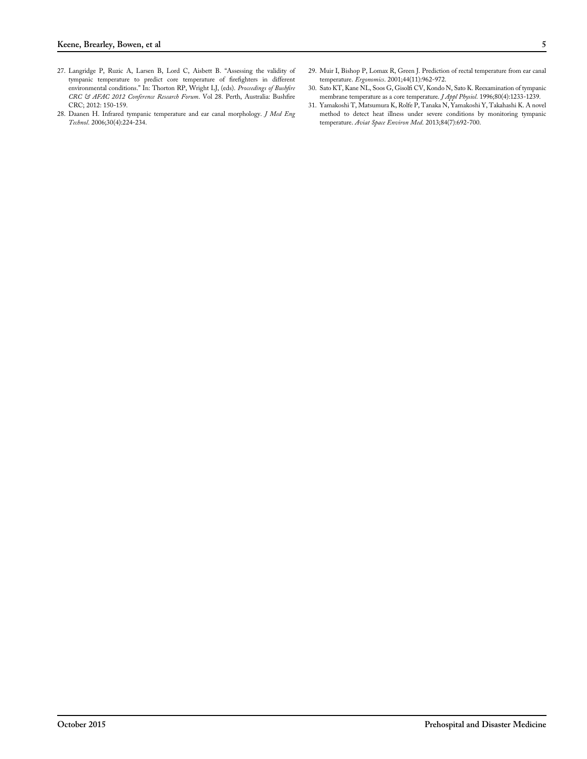27. Langridge P, Ruzic A, Larsen B, Lord C, Aisbett B. "Assessing the validity of tympanic temperature to predict core temperature of firefighters in different environmental conditions." In: Thorton RP, Wright LJ, (eds). *Proceedings of Bushfire CRC & AFAC 2012 Conference Research Forum*. Vol 28. Perth, Australia: Bushfire CRC; 2012: 150-159.
28. Daanen H. Infrared tympanic temperature and ear canal morphology. *J Med Eng Technol*. 2006;30(4):224-234.
29. Muir I, Bishop P, Lomax R, Green J. Prediction of rectal temperature from ear canal temperature. *Ergonomics*. 2001;44(11):962-972.
30. Sato KT, Kane NL, Soos G, Gisolfi CV, Kondo N, Sato K. Reexamination of tympanic membrane temperature as a core temperature. *J Appl Physiol*. 1996;80(4):1233-1239.
31. Yamakoshi T, Matsumura K, Rolfe P, Tanaka N, Yamakoshi Y, Takahashi K. A novel method to detect heat illness under severe conditions by monitoring tympanic temperature. *Aviat Space Environ Med*. 2013;84(7):692-700.